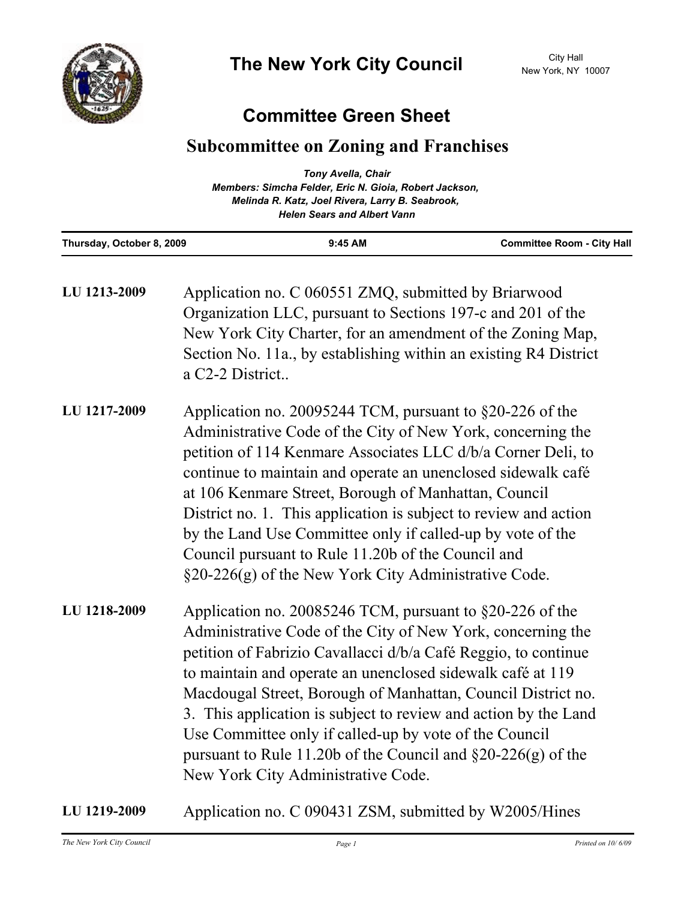# The New York City Council

City Hall
New York, NY 10007

## Committee Green Sheet

### Subcommittee on Zoning and Franchises

*Tony Avella, Chair*
*Members: Simcha Felder, Eric N. Gioia, Robert Jackson, Melinda R. Katz, Joel Rivera, Larry B. Seabrook, Helen Sears and Albert Vann*

**Thursday, October 8, 2009** | **9:45 AM** | **Committee Room - City Hall**

**LU 1213-2009**

Application no. C 060551 ZMQ, submitted by Briarwood Organization LLC, pursuant to Sections 197-c and 201 of the New York City Charter, for an amendment of the Zoning Map, Section No. 11a., by establishing within an existing R4 District a C2-2 District..

**LU 1217-2009**

Application no. 20095244 TCM, pursuant to §20-226 of the Administrative Code of the City of New York, concerning the petition of 114 Kenmare Associates LLC d/b/a Corner Deli, to continue to maintain and operate an unenclosed sidewalk café at 106 Kenmare Street, Borough of Manhattan, Council District no. 1. This application is subject to review and action by the Land Use Committee only if called-up by vote of the Council pursuant to Rule 11.20b of the Council and §20-226(g) of the New York City Administrative Code.

**LU 1218-2009**

Application no. 20085246 TCM, pursuant to §20-226 of the Administrative Code of the City of New York, concerning the petition of Fabrizio Cavallacci d/b/a Café Reggio, to continue to maintain and operate an unenclosed sidewalk café at 119 Macdougal Street, Borough of Manhattan, Council District no. 3. This application is subject to review and action by the Land Use Committee only if called-up by vote of the Council pursuant to Rule 11.20b of the Council and §20-226(g) of the New York City Administrative Code.

**LU 1219-2009**

Application no. C 090431 ZSM, submitted by W2005/Hines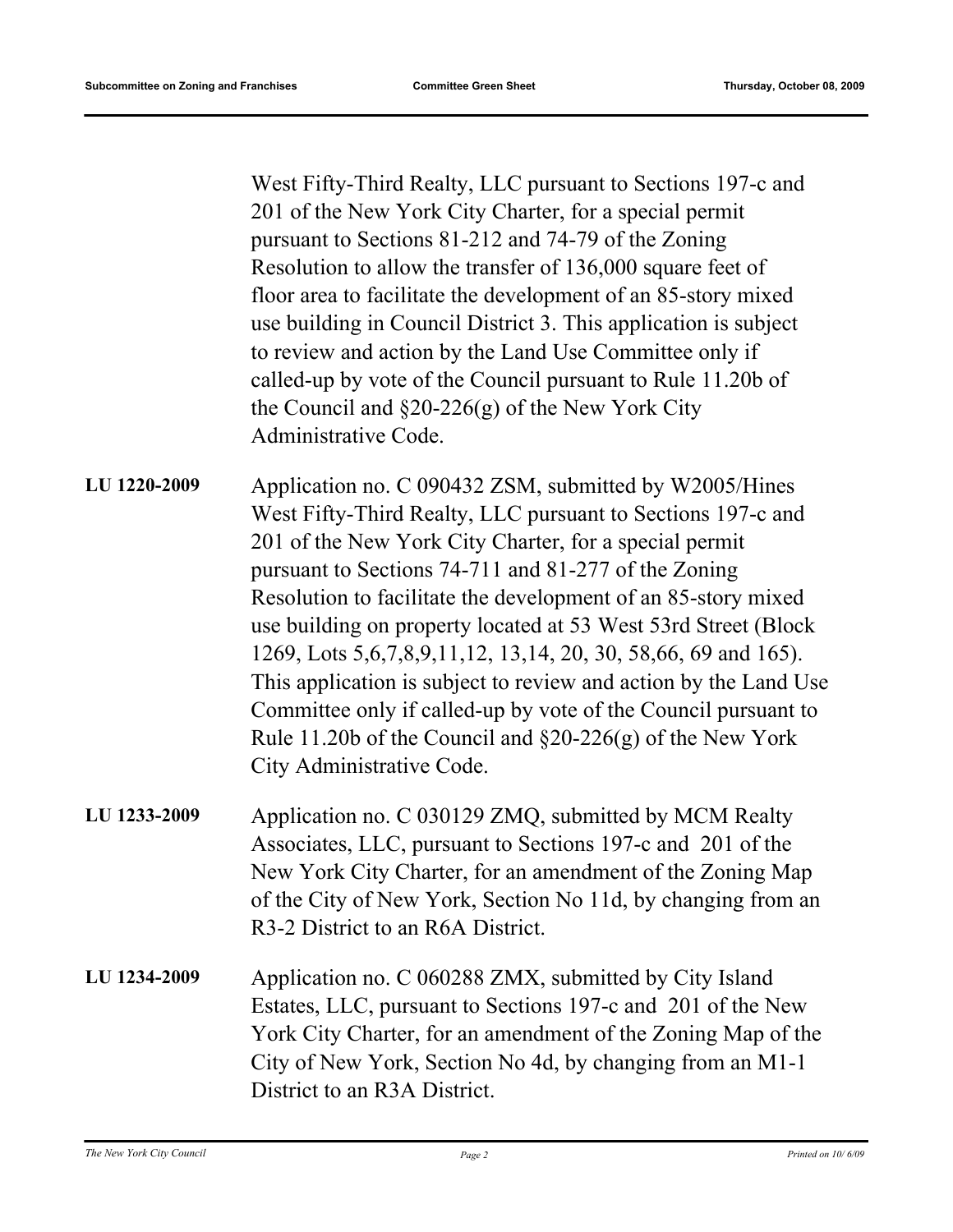West Fifty-Third Realty, LLC pursuant to Sections 197-c and 201 of the New York City Charter, for a special permit pursuant to Sections 81-212 and 74-79 of the Zoning Resolution to allow the transfer of 136,000 square feet of floor area to facilitate the development of an 85-story mixed use building in Council District 3. This application is subject to review and action by the Land Use Committee only if called-up by vote of the Council pursuant to Rule 11.20b of the Council and §20-226(g) of the New York City Administrative Code.

**LU 1220-2009** Application no. C 090432 ZSM, submitted by W2005/Hines West Fifty-Third Realty, LLC pursuant to Sections 197-c and 201 of the New York City Charter, for a special permit pursuant to Sections 74-711 and 81-277 of the Zoning Resolution to facilitate the development of an 85-story mixed use building on property located at 53 West 53rd Street (Block 1269, Lots 5,6,7,8,9,11,12, 13,14, 20, 30, 58,66, 69 and 165). This application is subject to review and action by the Land Use Committee only if called-up by vote of the Council pursuant to Rule 11.20b of the Council and §20-226(g) of the New York City Administrative Code.

**LU 1233-2009** Application no. C 030129 ZMQ, submitted by MCM Realty Associates, LLC, pursuant to Sections 197-c and 201 of the New York City Charter, for an amendment of the Zoning Map of the City of New York, Section No 11d, by changing from an R3-2 District to an R6A District.

**LU 1234-2009** Application no. C 060288 ZMX, submitted by City Island Estates, LLC, pursuant to Sections 197-c and 201 of the New York City Charter, for an amendment of the Zoning Map of the City of New York, Section No 4d, by changing from an M1-1 District to an R3A District.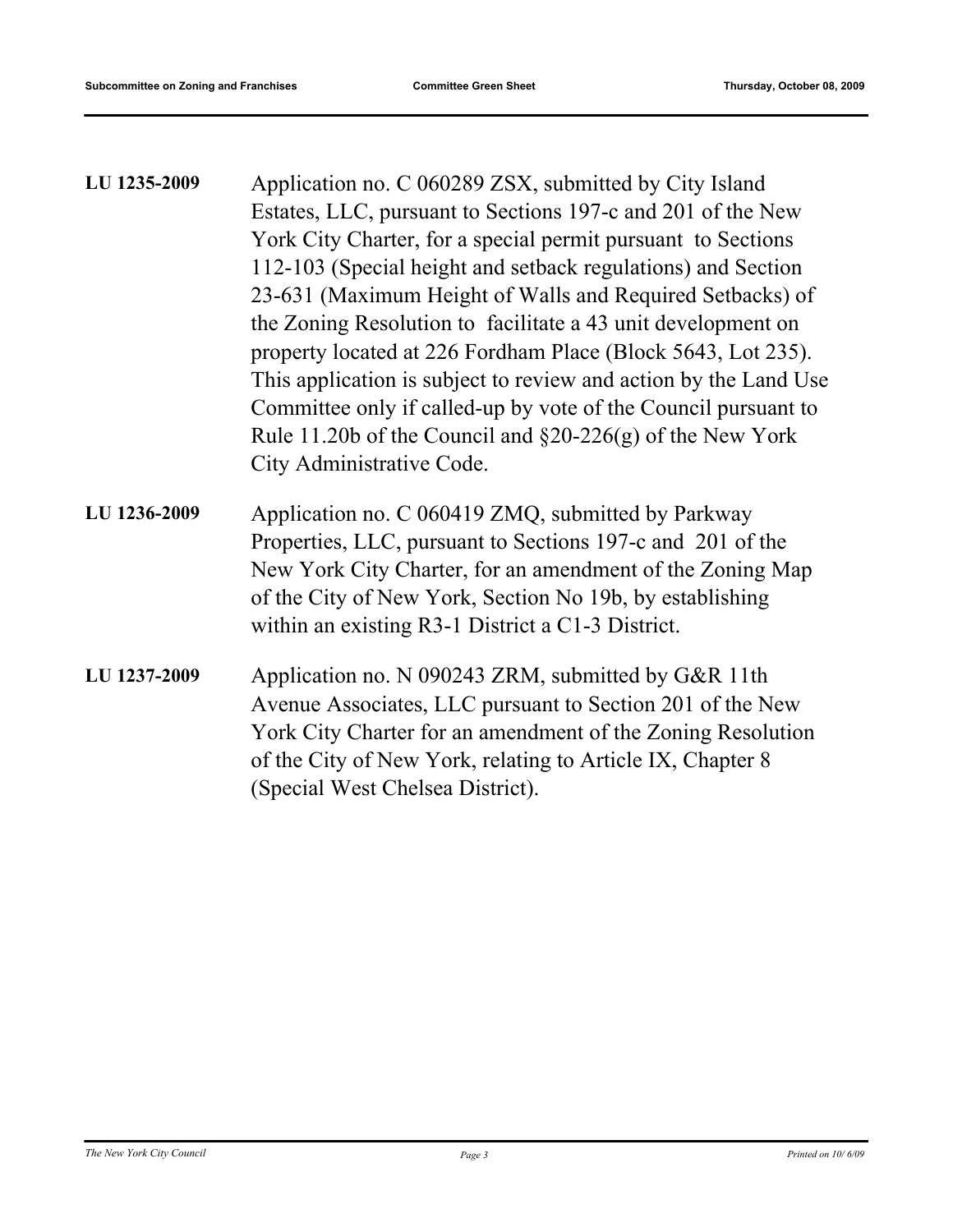**LU 1235-2009** Application no. C 060289 ZSX, submitted by City Island Estates, LLC, pursuant to Sections 197-c and 201 of the New York City Charter, for a special permit pursuant to Sections 112-103 (Special height and setback regulations) and Section 23-631 (Maximum Height of Walls and Required Setbacks) of the Zoning Resolution to facilitate a 43 unit development on property located at 226 Fordham Place (Block 5643, Lot 235). This application is subject to review and action by the Land Use Committee only if called-up by vote of the Council pursuant to Rule 11.20b of the Council and §20-226(g) of the New York City Administrative Code.

**LU 1236-2009** Application no. C 060419 ZMQ, submitted by Parkway Properties, LLC, pursuant to Sections 197-c and 201 of the New York City Charter, for an amendment of the Zoning Map of the City of New York, Section No 19b, by establishing within an existing R3-1 District a C1-3 District.

**LU 1237-2009** Application no. N 090243 ZRM, submitted by G&R 11th Avenue Associates, LLC pursuant to Section 201 of the New York City Charter for an amendment of the Zoning Resolution of the City of New York, relating to Article IX, Chapter 8 (Special West Chelsea District).